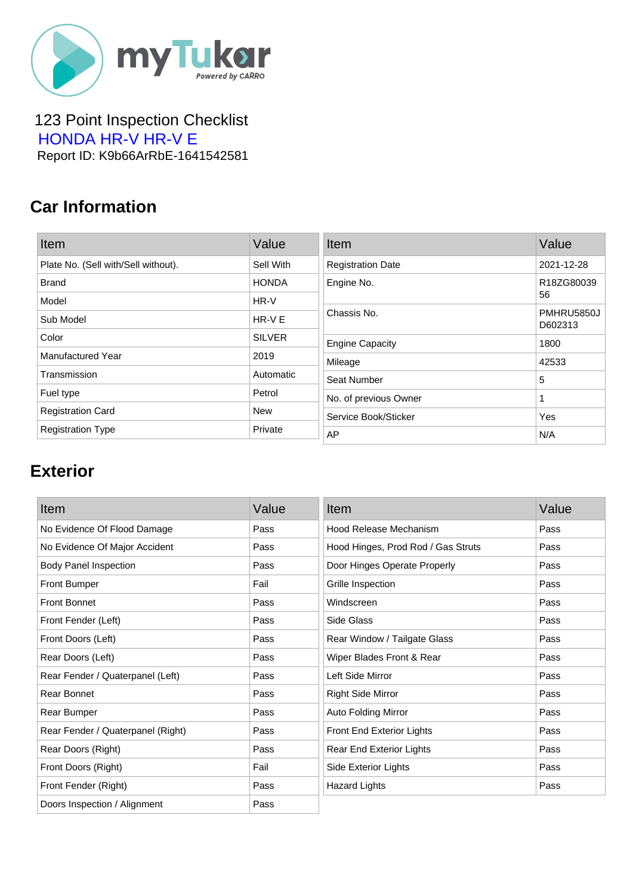myTukar Powered by CARRO

123 Point Inspection Checklist

HONDA HR-V HR-V E

Report ID: K9b66ArRbE-1641542581

## Car Information

| Item | Value |
|---|---|
| Plate No. (Sell with/Sell without). | Sell With |
| Brand | HONDA |
| Model | HR-V |
| Sub Model | HR-V E |
| Color | SILVER |
| Manufactured Year | 2019 |
| Transmission | Automatic |
| Fuel type | Petrol |
| Registration Card | New |
| Registration Type | Private |

| Item | Value |
|---|---|
| Registration Date | 2021-12-28 |
| Engine No. | R18ZG8003956 |
| Chassis No. | PMHRU5850JD602313 |
| Engine Capacity | 1800 |
| Mileage | 42533 |
| Seat Number | 5 |
| No. of previous Owner | 1 |
| Service Book/Sticker | Yes |
| AP | N/A |

## Exterior

| Item | Value |
|---|---|
| No Evidence Of Flood Damage | Pass |
| No Evidence Of Major Accident | Pass |
| Body Panel Inspection | Pass |
| Front Bumper | Fail |
| Front Bonnet | Pass |
| Front Fender (Left) | Pass |
| Front Doors (Left) | Pass |
| Rear Doors (Left) | Pass |
| Rear Fender / Quaterpanel (Left) | Pass |
| Rear Bonnet | Pass |
| Rear Bumper | Pass |
| Rear Fender / Quaterpanel (Right) | Pass |
| Rear Doors (Right) | Pass |
| Front Doors (Right) | Fail |
| Front Fender (Right) | Pass |
| Doors Inspection / Alignment | Pass |

| Item | Value |
|---|---|
| Hood Release Mechanism | Pass |
| Hood Hinges, Prod Rod / Gas Struts | Pass |
| Door Hinges Operate Properly | Pass |
| Grille Inspection | Pass |
| Windscreen | Pass |
| Side Glass | Pass |
| Rear Window / Tailgate Glass | Pass |
| Wiper Blades Front & Rear | Pass |
| Left Side Mirror | Pass |
| Right Side Mirror | Pass |
| Auto Folding Mirror | Pass |
| Front End Exterior Lights | Pass |
| Rear End Exterior Lights | Pass |
| Side Exterior Lights | Pass |
| Hazard Lights | Pass |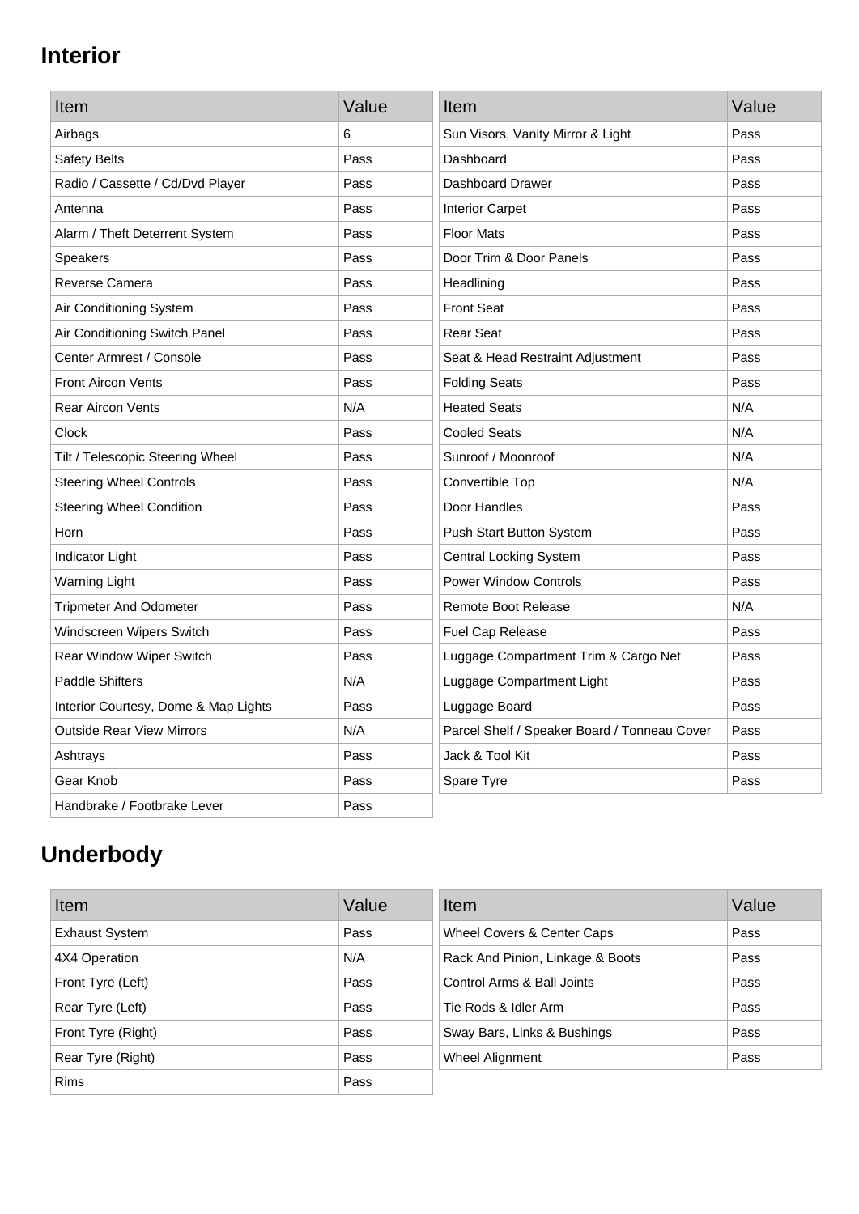## Interior

| Item | Value |
|---|---|
| Airbags | 6 |
| Safety Belts | Pass |
| Radio / Cassette / Cd/Dvd Player | Pass |
| Antenna | Pass |
| Alarm / Theft Deterrent System | Pass |
| Speakers | Pass |
| Reverse Camera | Pass |
| Air Conditioning System | Pass |
| Air Conditioning Switch Panel | Pass |
| Center Armrest / Console | Pass |
| Front Aircon Vents | Pass |
| Rear Aircon Vents | N/A |
| Clock | Pass |
| Tilt / Telescopic Steering Wheel | Pass |
| Steering Wheel Controls | Pass |
| Steering Wheel Condition | Pass |
| Horn | Pass |
| Indicator Light | Pass |
| Warning Light | Pass |
| Tripmeter And Odometer | Pass |
| Windscreen Wipers Switch | Pass |
| Rear Window Wiper Switch | Pass |
| Paddle Shifters | N/A |
| Interior Courtesy, Dome & Map Lights | Pass |
| Outside Rear View Mirrors | N/A |
| Ashtrays | Pass |
| Gear Knob | Pass |
| Handbrake / Footbrake Lever | Pass |

| Item | Value |
|---|---|
| Sun Visors, Vanity Mirror & Light | Pass |
| Dashboard | Pass |
| Dashboard Drawer | Pass |
| Interior Carpet | Pass |
| Floor Mats | Pass |
| Door Trim & Door Panels | Pass |
| Headlining | Pass |
| Front Seat | Pass |
| Rear Seat | Pass |
| Seat & Head Restraint Adjustment | Pass |
| Folding Seats | Pass |
| Heated Seats | N/A |
| Cooled Seats | N/A |
| Sunroof / Moonroof | N/A |
| Convertible Top | N/A |
| Door Handles | Pass |
| Push Start Button System | Pass |
| Central Locking System | Pass |
| Power Window Controls | Pass |
| Remote Boot Release | N/A |
| Fuel Cap Release | Pass |
| Luggage Compartment Trim & Cargo Net | Pass |
| Luggage Compartment Light | Pass |
| Luggage Board | Pass |
| Parcel Shelf / Speaker Board / Tonneau Cover | Pass |
| Jack & Tool Kit | Pass |
| Spare Tyre | Pass |

## Underbody

| Item | Value |
|---|---|
| Exhaust System | Pass |
| 4X4 Operation | N/A |
| Front Tyre (Left) | Pass |
| Rear Tyre (Left) | Pass |
| Front Tyre (Right) | Pass |
| Rear Tyre (Right) | Pass |
| Rims | Pass |

| Item | Value |
|---|---|
| Wheel Covers & Center Caps | Pass |
| Rack And Pinion, Linkage & Boots | Pass |
| Control Arms & Ball Joints | Pass |
| Tie Rods & Idler Arm | Pass |
| Sway Bars, Links & Bushings | Pass |
| Wheel Alignment | Pass |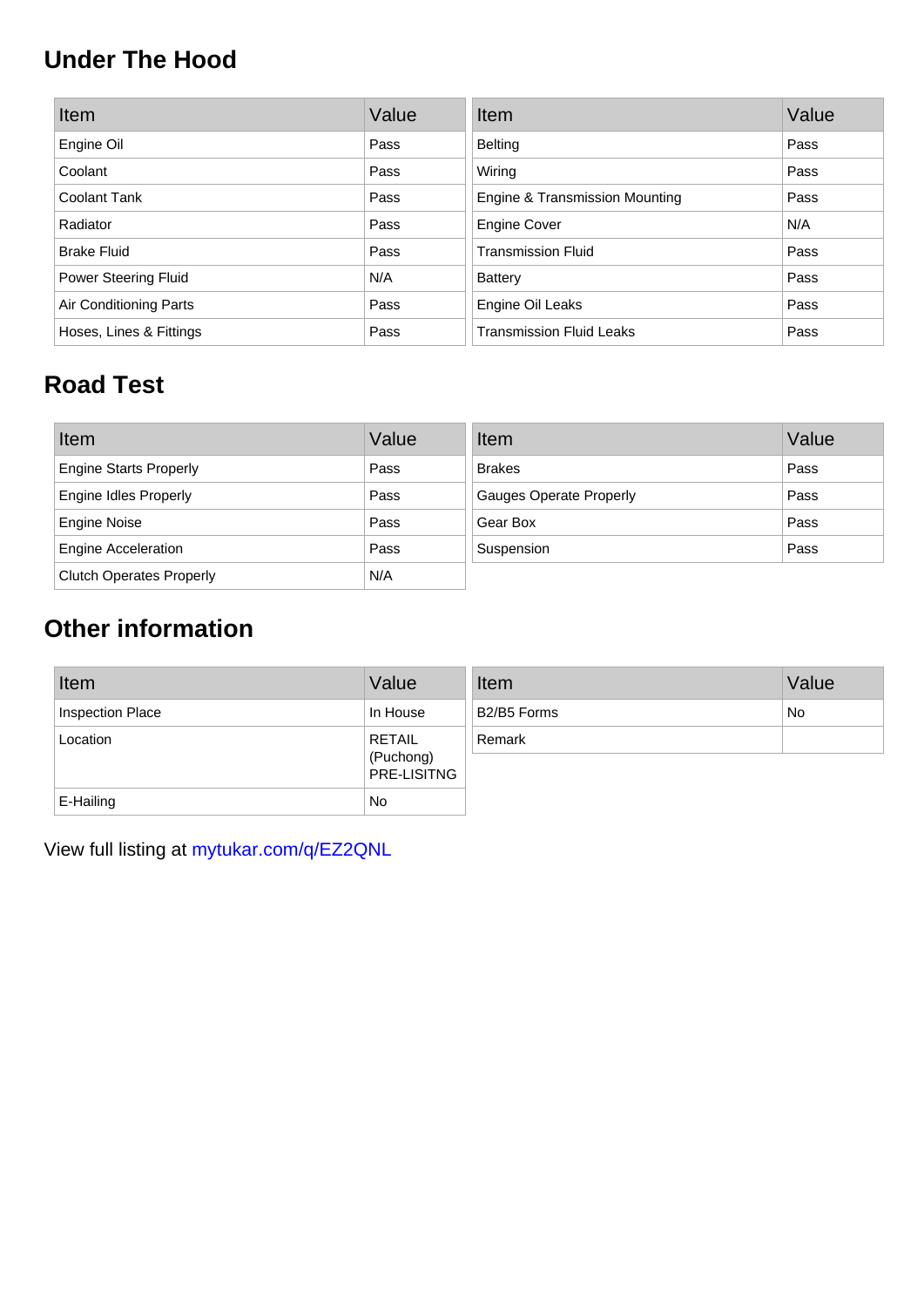## Under The Hood

| Item | Value |
|---|---|
| Engine Oil | Pass |
| Coolant | Pass |
| Coolant Tank | Pass |
| Radiator | Pass |
| Brake Fluid | Pass |
| Power Steering Fluid | N/A |
| Air Conditioning Parts | Pass |
| Hoses, Lines & Fittings | Pass |

| Item | Value |
|---|---|
| Belting | Pass |
| Wiring | Pass |
| Engine & Transmission Mounting | Pass |
| Engine Cover | N/A |
| Transmission Fluid | Pass |
| Battery | Pass |
| Engine Oil Leaks | Pass |
| Transmission Fluid Leaks | Pass |

## Road Test

| Item | Value |
|---|---|
| Engine Starts Properly | Pass |
| Engine Idles Properly | Pass |
| Engine Noise | Pass |
| Engine Acceleration | Pass |
| Clutch Operates Properly | N/A |

| Item | Value |
|---|---|
| Brakes | Pass |
| Gauges Operate Properly | Pass |
| Gear Box | Pass |
| Suspension | Pass |

## Other information

| Item | Value |
|---|---|
| Inspection Place | In House |
| Location | RETAIL (Puchong) PRE-LISITNG |
| E-Hailing | No |

| Item | Value |
|---|---|
| B2/B5 Forms | No |
| Remark | |

View full listing at mytukar.com/q/EZ2QNL